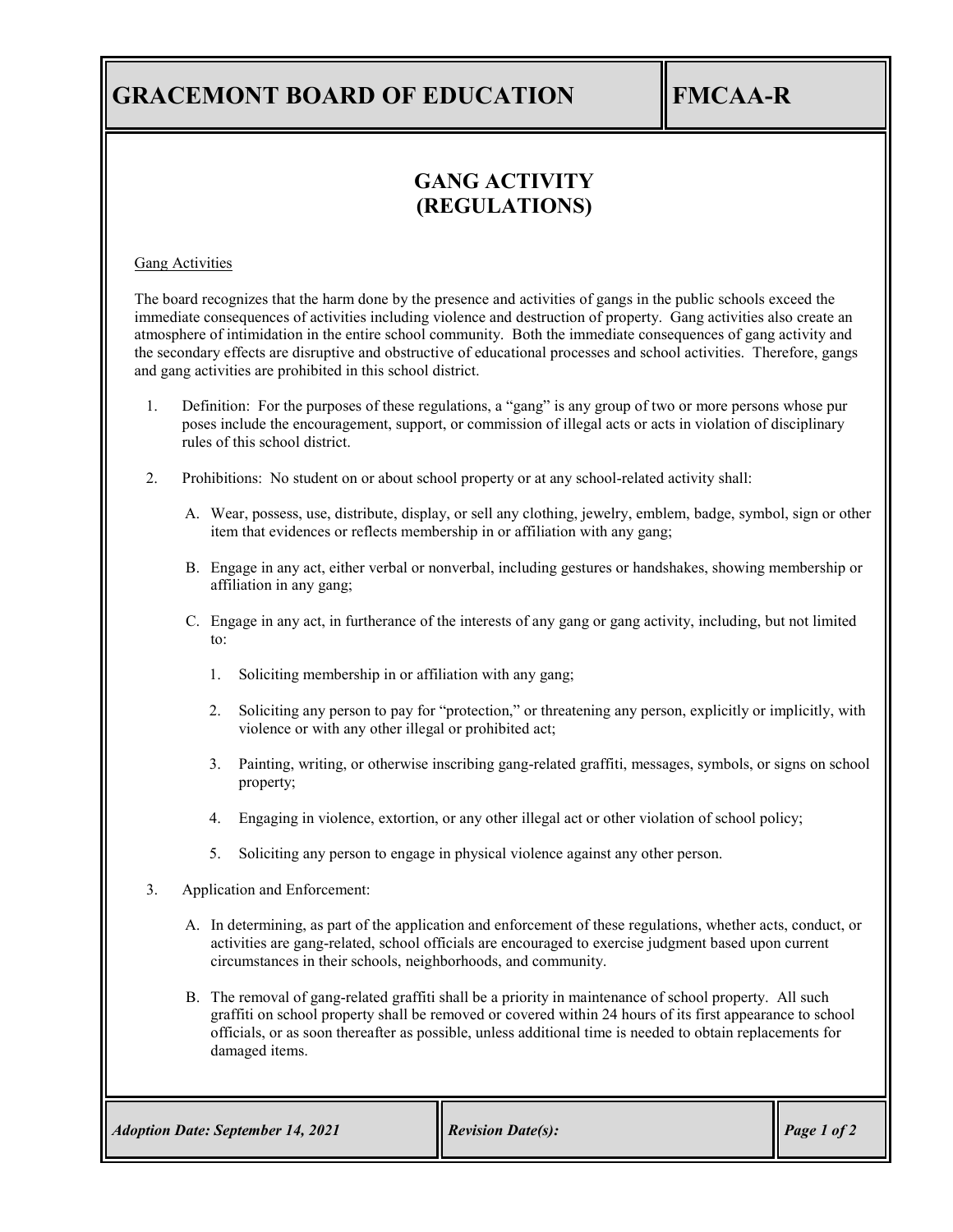# GRACEMONT BOARD OF EDUCATION

# FMCAA-R

## GANG ACTIVITY (REGULATIONS)

Gang Activities

The board recognizes that the harm done by the presence and activities of gangs in the public schools exceed the immediate consequences of activities including violence and destruction of property. Gang activities also create an atmosphere of intimidation in the entire school community. Both the immediate consequences of gang activity and the secondary effects are disruptive and obstructive of educational processes and school activities. Therefore, gangs and gang activities are prohibited in this school district.

1. Definition: For the purposes of these regulations, a "gang" is any group of two or more persons whose pur poses include the encouragement, support, or commission of illegal acts or acts in violation of disciplinary rules of this school district.

2. Prohibitions: No student on or about school property or at any school-related activity shall:

   A. Wear, possess, use, distribute, display, or sell any clothing, jewelry, emblem, badge, symbol, sign or other item that evidences or reflects membership in or affiliation with any gang;

   B. Engage in any act, either verbal or nonverbal, including gestures or handshakes, showing membership or affiliation in any gang;

   C. Engage in any act, in furtherance of the interests of any gang or gang activity, including, but not limited to:

      1. Soliciting membership in or affiliation with any gang;

      2. Soliciting any person to pay for "protection," or threatening any person, explicitly or implicitly, with violence or with any other illegal or prohibited act;

      3. Painting, writing, or otherwise inscribing gang-related graffiti, messages, symbols, or signs on school property;

      4. Engaging in violence, extortion, or any other illegal act or other violation of school policy;

      5. Soliciting any person to engage in physical violence against any other person.

3. Application and Enforcement:

   A. In determining, as part of the application and enforcement of these regulations, whether acts, conduct, or activities are gang-related, school officials are encouraged to exercise judgment based upon current circumstances in their schools, neighborhoods, and community.

   B. The removal of gang-related graffiti shall be a priority in maintenance of school property. All such graffiti on school property shall be removed or covered within 24 hours of its first appearance to school officials, or as soon thereafter as possible, unless additional time is needed to obtain replacements for damaged items.

*Adoption Date: September 14, 2021* | *Revision Date(s):*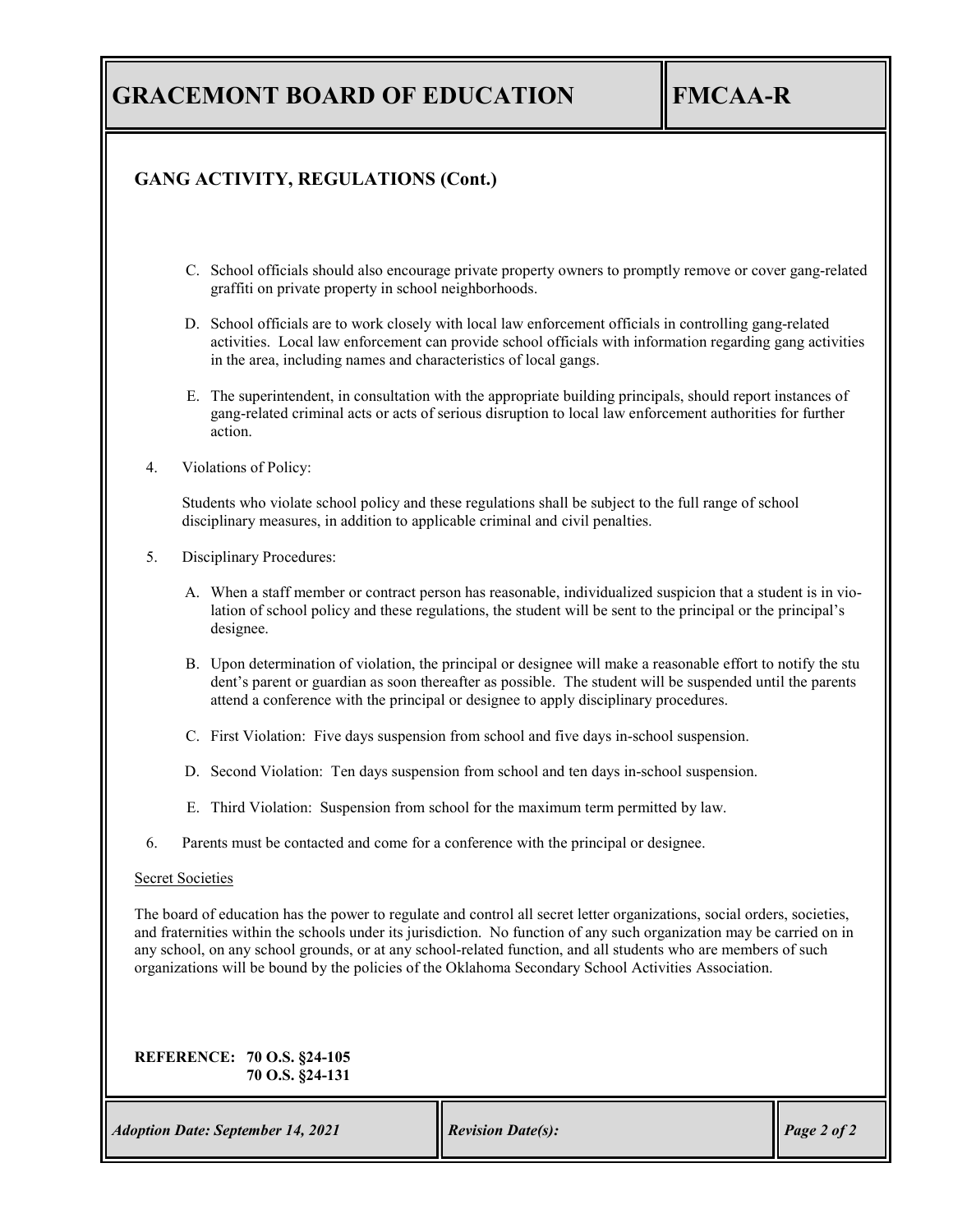## GANG ACTIVITY, REGULATIONS (Cont.)

C. School officials should also encourage private property owners to promptly remove or cover gang-related graffiti on private property in school neighborhoods.

D. School officials are to work closely with local law enforcement officials in controlling gang-related activities. Local law enforcement can provide school officials with information regarding gang activities in the area, including names and characteristics of local gangs.

E. The superintendent, in consultation with the appropriate building principals, should report instances of gang-related criminal acts or acts of serious disruption to local law enforcement authorities for further action.

4. Violations of Policy:

   Students who violate school policy and these regulations shall be subject to the full range of school disciplinary measures, in addition to applicable criminal and civil penalties.

5. Disciplinary Procedures:

   A. When a staff member or contract person has reasonable, individualized suspicion that a student is in violation of school policy and these regulations, the student will be sent to the principal or the principal's designee.

   B. Upon determination of violation, the principal or designee will make a reasonable effort to notify the student's parent or guardian as soon thereafter as possible. The student will be suspended until the parents attend a conference with the principal or designee to apply disciplinary procedures.

   C. First Violation: Five days suspension from school and five days in-school suspension.

   D. Second Violation: Ten days suspension from school and ten days in-school suspension.

   E. Third Violation: Suspension from school for the maximum term permitted by law.

6. Parents must be contacted and come for a conference with the principal or designee.

Secret Societies

The board of education has the power to regulate and control all secret letter organizations, social orders, societies, and fraternities within the schools under its jurisdiction. No function of any such organization may be carried on in any school, on any school grounds, or at any school-related function, and all students who are members of such organizations will be bound by the policies of the Oklahoma Secondary School Activities Association.

**REFERENCE: 70 O.S. §24-105**
**70 O.S. §24-131**

*Adoption Date: September 14, 2021* | *Revision Date(s):*